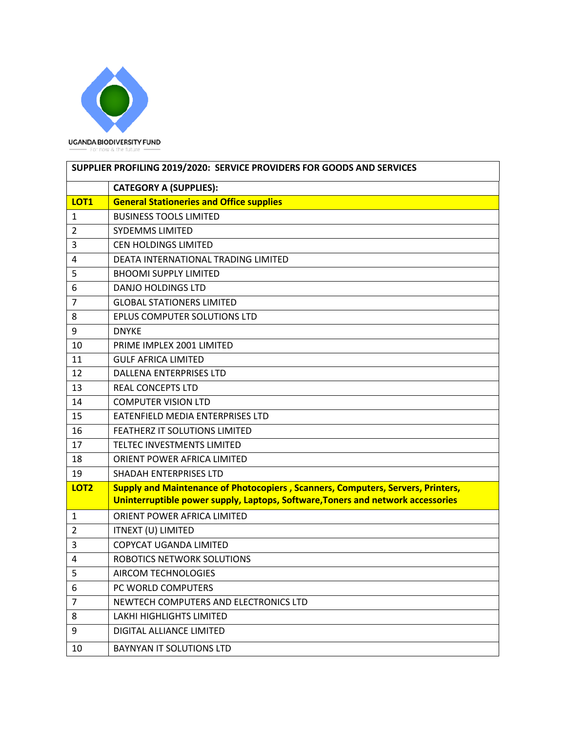UGANDA BIODIVERSITY FUND

For now & the future

| SUPPLIER PROFILING 2019/2020: SERVICE PROVIDERS FOR GOODS AND SERVICES | |
|---|---|
| | **CATEGORY A (SUPPLIES):** |
| **LOT1** | **General Stationeries and Office supplies** |
| 1 | BUSINESS TOOLS LIMITED |
| 2 | SYDEMMS LIMITED |
| 3 | CEN HOLDINGS LIMITED |
| 4 | DEATA INTERNATIONAL TRADING LIMITED |
| 5 | BHOOMI SUPPLY LIMITED |
| 6 | DANJO HOLDINGS LTD |
| 7 | GLOBAL STATIONERS LIMITED |
| 8 | EPLUS COMPUTER SOLUTIONS LTD |
| 9 | DNYKE |
| 10 | PRIME IMPLEX 2001 LIMITED |
| 11 | GULF AFRICA LIMITED |
| 12 | DALLENA ENTERPRISES LTD |
| 13 | REAL CONCEPTS LTD |
| 14 | COMPUTER VISION LTD |
| 15 | EATENFIELD MEDIA ENTERPRISES LTD |
| 16 | FEATHERZ IT SOLUTIONS LIMITED |
| 17 | TELTEC INVESTMENTS LIMITED |
| 18 | ORIENT POWER AFRICA LIMITED |
| 19 | SHADAH ENTERPRISES LTD |
| **LOT2** | **Supply and Maintenance of Photocopiers , Scanners, Computers, Servers, Printers, Uninterruptible power supply, Laptops, Software,Toners and network accessories** |
| 1 | ORIENT POWER AFRICA LIMITED |
| 2 | ITNEXT (U) LIMITED |
| 3 | COPYCAT UGANDA LIMITED |
| 4 | ROBOTICS NETWORK SOLUTIONS |
| 5 | AIRCOM TECHNOLOGIES |
| 6 | PC WORLD COMPUTERS |
| 7 | NEWTECH COMPUTERS AND ELECTRONICS LTD |
| 8 | LAKHI HIGHLIGHTS LIMITED |
| 9 | DIGITAL ALLIANCE LIMITED |
| 10 | BAYNYAN IT SOLUTIONS LTD |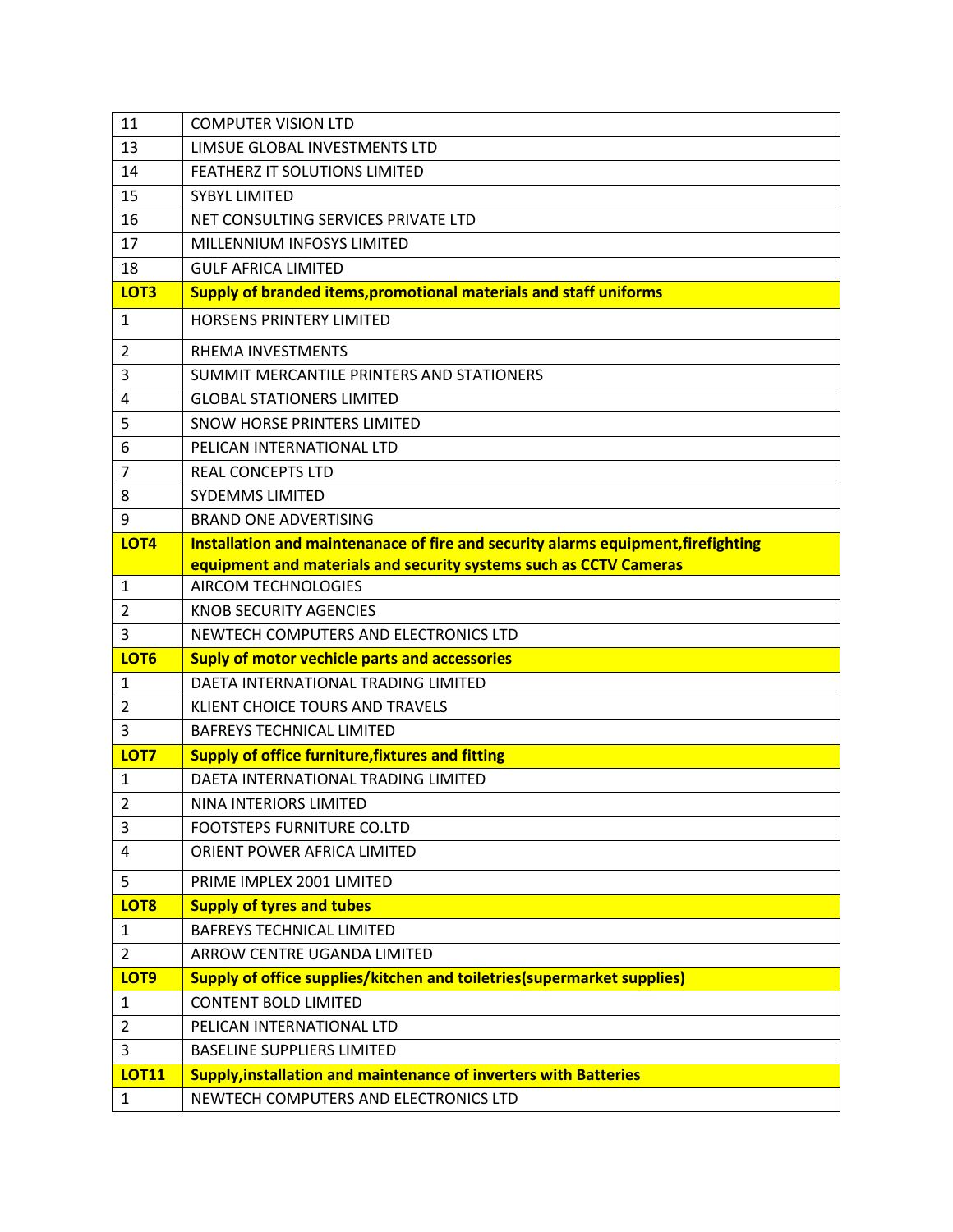| | |
|---|---|
| 11 | COMPUTER VISION LTD |
| 13 | LIMSUE GLOBAL INVESTMENTS LTD |
| 14 | FEATHERZ IT SOLUTIONS LIMITED |
| 15 | SYBYL LIMITED |
| 16 | NET CONSULTING SERVICES PRIVATE LTD |
| 17 | MILLENNIUM INFOSYS LIMITED |
| 18 | GULF AFRICA LIMITED |
| **LOT3** | **Supply of branded items,promotional materials and staff uniforms** |
| 1 | HORSENS PRINTERY LIMITED |
| 2 | RHEMA INVESTMENTS |
| 3 | SUMMIT MERCANTILE PRINTERS AND STATIONERS |
| 4 | GLOBAL STATIONERS LIMITED |
| 5 | SNOW HORSE PRINTERS LIMITED |
| 6 | PELICAN INTERNATIONAL LTD |
| 7 | REAL CONCEPTS LTD |
| 8 | SYDEMMS LIMITED |
| 9 | BRAND ONE ADVERTISING |
| **LOT4** | **Installation and maintenanace of fire and security alarms equipment,firefighting equipment and materials and security systems such as CCTV Cameras** |
| 1 | AIRCOM TECHNOLOGIES |
| 2 | KNOB SECURITY AGENCIES |
| 3 | NEWTECH COMPUTERS AND ELECTRONICS LTD |
| **LOT6** | **Suply of motor vechicle parts and accessories** |
| 1 | DAETA INTERNATIONAL TRADING LIMITED |
| 2 | KLIENT CHOICE TOURS AND TRAVELS |
| 3 | BAFREYS TECHNICAL LIMITED |
| **LOT7** | **Supply of office furniture,fixtures and fitting** |
| 1 | DAETA INTERNATIONAL TRADING LIMITED |
| 2 | NINA INTERIORS LIMITED |
| 3 | FOOTSTEPS FURNITURE CO.LTD |
| 4 | ORIENT POWER AFRICA LIMITED |
| 5 | PRIME IMPLEX 2001 LIMITED |
| **LOT8** | **Supply of tyres and tubes** |
| 1 | BAFREYS TECHNICAL LIMITED |
| 2 | ARROW CENTRE UGANDA LIMITED |
| **LOT9** | **Supply of office supplies/kitchen and toiletries(supermarket supplies)** |
| 1 | CONTENT BOLD LIMITED |
| 2 | PELICAN INTERNATIONAL LTD |
| 3 | BASELINE SUPPLIERS LIMITED |
| **LOT11** | **Supply,installation and maintenance of inverters with Batteries** |
| 1 | NEWTECH COMPUTERS AND ELECTRONICS LTD |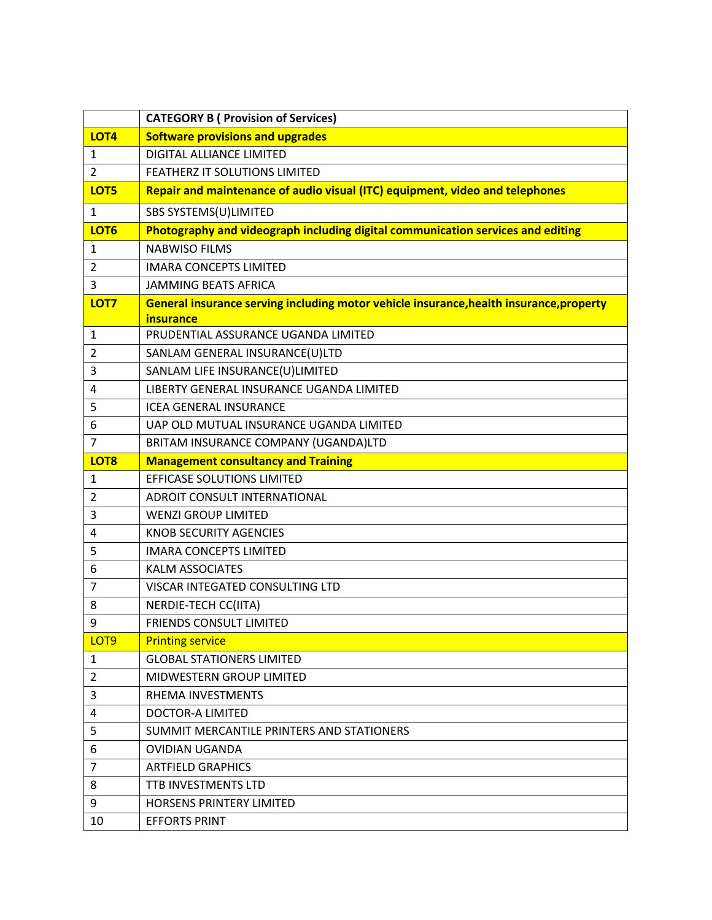| | **CATEGORY B ( Provision of Services)** |
|---|---|
| **LOT4** | **Software provisions and upgrades** |
| 1 | DIGITAL ALLIANCE LIMITED |
| 2 | FEATHERZ IT SOLUTIONS LIMITED |
| **LOT5** | **Repair and maintenance of audio visual (ITC) equipment, video and telephones** |
| 1 | SBS SYSTEMS(U)LIMITED |
| **LOT6** | **Photography and videograph including digital communication services and editing** |
| 1 | NABWISO FILMS |
| 2 | IMARA CONCEPTS LIMITED |
| 3 | JAMMING BEATS AFRICA |
| **LOT7** | **General insurance serving including motor vehicle insurance,health insurance,property insurance** |
| 1 | PRUDENTIAL ASSURANCE UGANDA LIMITED |
| 2 | SANLAM GENERAL INSURANCE(U)LTD |
| 3 | SANLAM LIFE INSURANCE(U)LIMITED |
| 4 | LIBERTY GENERAL INSURANCE UGANDA LIMITED |
| 5 | ICEA GENERAL INSURANCE |
| 6 | UAP OLD MUTUAL INSURANCE UGANDA LIMITED |
| 7 | BRITAM INSURANCE COMPANY (UGANDA)LTD |
| **LOT8** | **Management consultancy and Training** |
| 1 | EFFICASE SOLUTIONS LIMITED |
| 2 | ADROIT CONSULT INTERNATIONAL |
| 3 | WENZI GROUP LIMITED |
| 4 | KNOB SECURITY AGENCIES |
| 5 | IMARA CONCEPTS LIMITED |
| 6 | KALM ASSOCIATES |
| 7 | VISCAR INTEGATED CONSULTING LTD |
| 8 | NERDIE-TECH CC(IITA) |
| 9 | FRIENDS CONSULT LIMITED |
| LOT9 | Printing service |
| 1 | GLOBAL STATIONERS LIMITED |
| 2 | MIDWESTERN GROUP LIMITED |
| 3 | RHEMA INVESTMENTS |
| 4 | DOCTOR-A LIMITED |
| 5 | SUMMIT MERCANTILE PRINTERS AND STATIONERS |
| 6 | OVIDIAN UGANDA |
| 7 | ARTFIELD GRAPHICS |
| 8 | TTB INVESTMENTS LTD |
| 9 | HORSENS PRINTERY LIMITED |
| 10 | EFFORTS PRINT |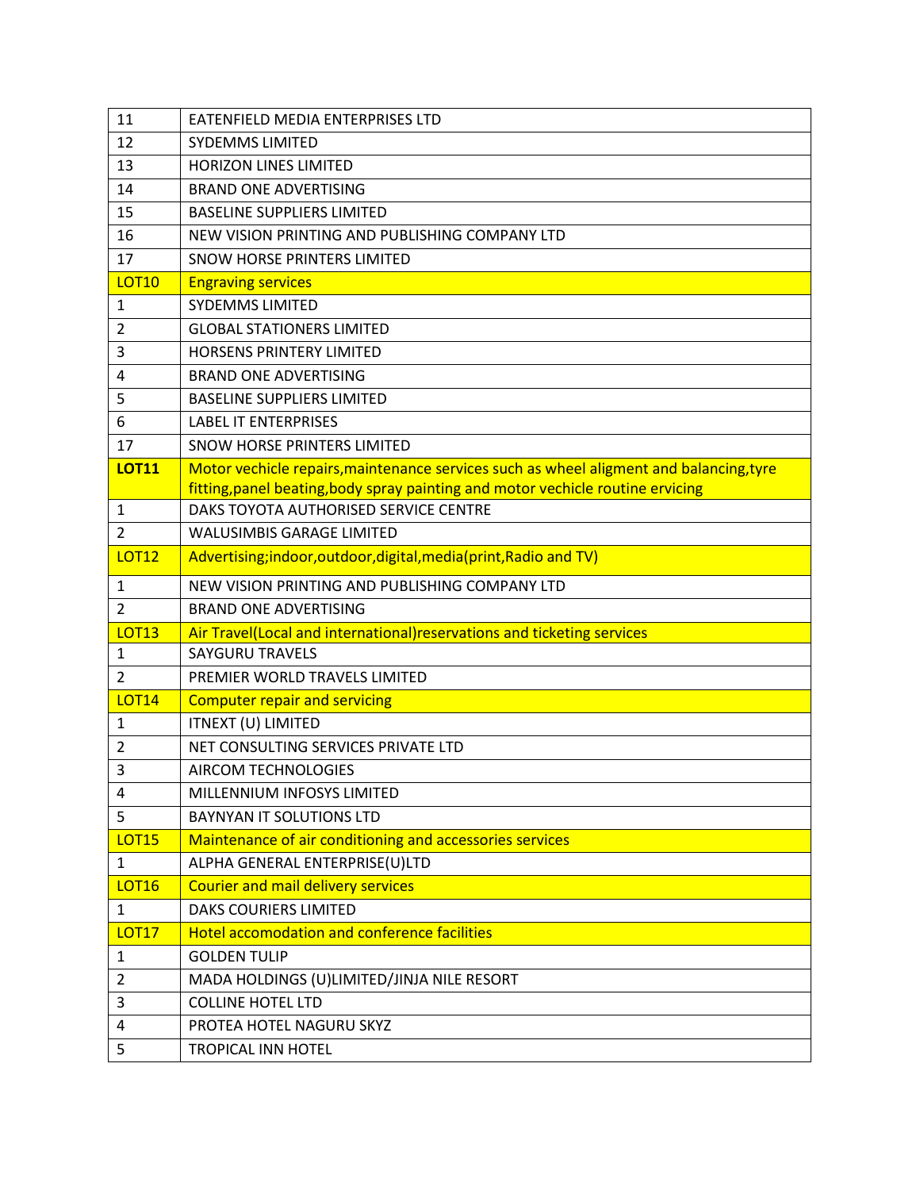| | |
|---|---|
| 11 | EATENFIELD MEDIA ENTERPRISES LTD |
| 12 | SYDEMMS LIMITED |
| 13 | HORIZON LINES LIMITED |
| 14 | BRAND ONE ADVERTISING |
| 15 | BASELINE SUPPLIERS LIMITED |
| 16 | NEW VISION PRINTING AND PUBLISHING COMPANY LTD |
| 17 | SNOW HORSE PRINTERS LIMITED |
| LOT10 | Engraving services |
| 1 | SYDEMMS LIMITED |
| 2 | GLOBAL STATIONERS LIMITED |
| 3 | HORSENS PRINTERY LIMITED |
| 4 | BRAND ONE ADVERTISING |
| 5 | BASELINE SUPPLIERS LIMITED |
| 6 | LABEL IT ENTERPRISES |
| 17 | SNOW HORSE PRINTERS LIMITED |
| **LOT11** | Motor vechicle repairs,maintenance services such as wheel aligment and balancing,tyre fitting,panel beating,body spray painting and motor vechicle routine ervicing |
| 1 | DAKS TOYOTA AUTHORISED SERVICE CENTRE |
| 2 | WALUSIMBIS GARAGE LIMITED |
| LOT12 | Advertising;indoor,outdoor,digital,media(print,Radio and TV) |
| 1 | NEW VISION PRINTING AND PUBLISHING COMPANY LTD |
| 2 | BRAND ONE ADVERTISING |
| LOT13 | Air Travel(Local and international)reservations and ticketing services |
| 1 | SAYGURU TRAVELS |
| 2 | PREMIER WORLD TRAVELS LIMITED |
| LOT14 | Computer repair and servicing |
| 1 | ITNEXT (U) LIMITED |
| 2 | NET CONSULTING SERVICES PRIVATE LTD |
| 3 | AIRCOM TECHNOLOGIES |
| 4 | MILLENNIUM INFOSYS LIMITED |
| 5 | BAYNYAN IT SOLUTIONS LTD |
| LOT15 | Maintenance of air conditioning and accessories services |
| 1 | ALPHA GENERAL ENTERPRISE(U)LTD |
| LOT16 | Courier and mail delivery services |
| 1 | DAKS COURIERS LIMITED |
| LOT17 | Hotel accomodation and conference facilities |
| 1 | GOLDEN TULIP |
| 2 | MADA HOLDINGS (U)LIMITED/JINJA NILE RESORT |
| 3 | COLLINE HOTEL LTD |
| 4 | PROTEA HOTEL NAGURU SKYZ |
| 5 | TROPICAL INN HOTEL |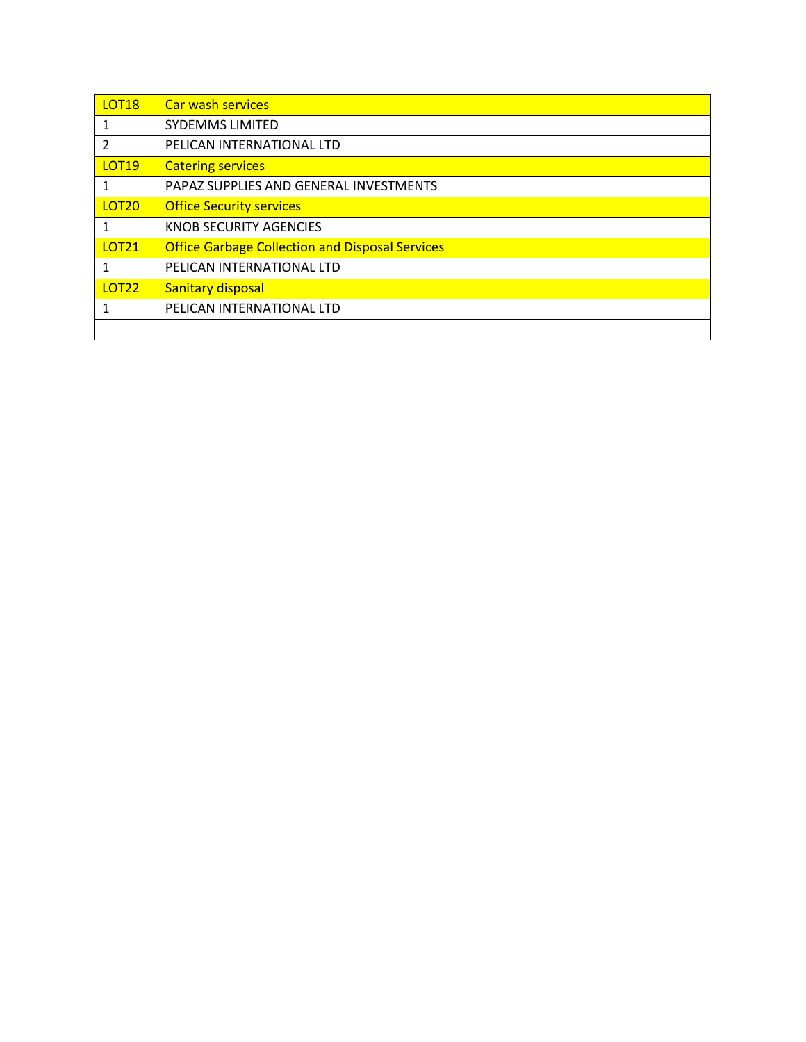| | |
|---|---|
| LOT18 | Car wash services |
| 1 | SYDEMMS LIMITED |
| 2 | PELICAN INTERNATIONAL LTD |
| LOT19 | Catering services |
| 1 | PAPAZ SUPPLIES AND GENERAL INVESTMENTS |
| LOT20 | Office Security services |
| 1 | KNOB SECURITY AGENCIES |
| LOT21 | Office Garbage Collection and Disposal Services |
| 1 | PELICAN INTERNATIONAL LTD |
| LOT22 | Sanitary disposal |
| 1 | PELICAN INTERNATIONAL LTD |
| | |